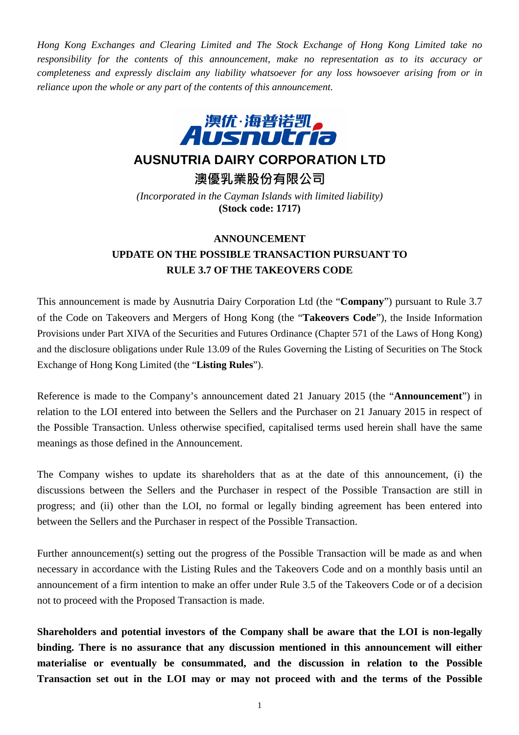*Hong Kong Exchanges and Clearing Limited and The Stock Exchange of Hong Kong Limited take no responsibility for the contents of this announcement, make no representation as to its accuracy or completeness and expressly disclaim any liability whatsoever for any loss howsoever arising from or in reliance upon the whole or any part of the contents of this announcement.*

# AUSNUTRIA DAIRY CORPORATION LTD

# 澳優乳業股份有限公司

*(Incorporated in the Cayman Islands with limited liability)*

**(Stock code: 1717)**

## ANNOUNCEMENT
## UPDATE ON THE POSSIBLE TRANSACTION PURSUANT TO RULE 3.7 OF THE TAKEOVERS CODE

This announcement is made by Ausnutria Dairy Corporation Ltd (the "**Company**") pursuant to Rule 3.7 of the Code on Takeovers and Mergers of Hong Kong (the "**Takeovers Code**"), the Inside Information Provisions under Part XIVA of the Securities and Futures Ordinance (Chapter 571 of the Laws of Hong Kong) and the disclosure obligations under Rule 13.09 of the Rules Governing the Listing of Securities on The Stock Exchange of Hong Kong Limited (the "**Listing Rules**").

Reference is made to the Company's announcement dated 21 January 2015 (the "**Announcement**") in relation to the LOI entered into between the Sellers and the Purchaser on 21 January 2015 in respect of the Possible Transaction. Unless otherwise specified, capitalised terms used herein shall have the same meanings as those defined in the Announcement.

The Company wishes to update its shareholders that as at the date of this announcement, (i) the discussions between the Sellers and the Purchaser in respect of the Possible Transaction are still in progress; and (ii) other than the LOI, no formal or legally binding agreement has been entered into between the Sellers and the Purchaser in respect of the Possible Transaction.

Further announcement(s) setting out the progress of the Possible Transaction will be made as and when necessary in accordance with the Listing Rules and the Takeovers Code and on a monthly basis until an announcement of a firm intention to make an offer under Rule 3.5 of the Takeovers Code or of a decision not to proceed with the Proposed Transaction is made.

**Shareholders and potential investors of the Company shall be aware that the LOI is non-legally binding. There is no assurance that any discussion mentioned in this announcement will either materialise or eventually be consummated, and the discussion in relation to the Possible Transaction set out in the LOI may or may not proceed with and the terms of the Possible**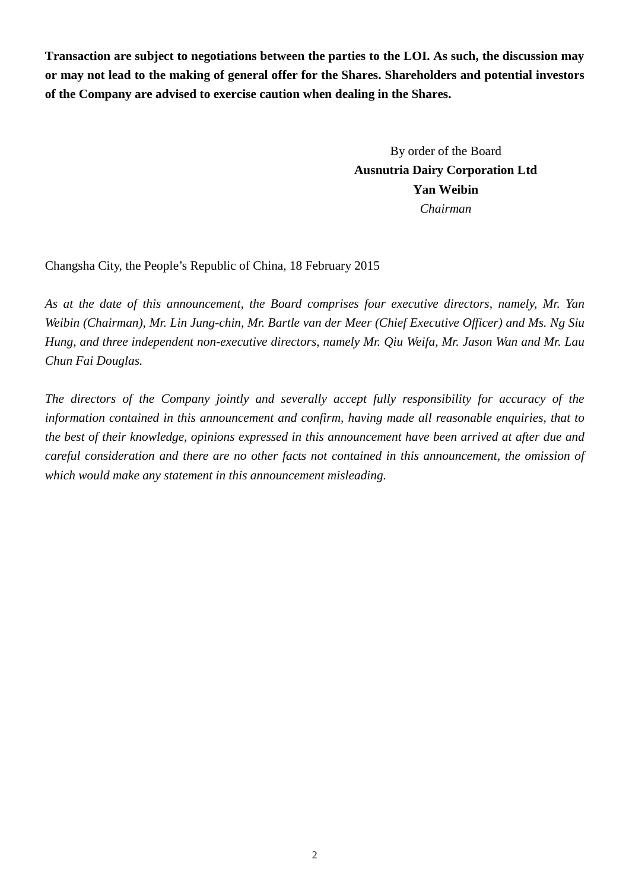**Transaction are subject to negotiations between the parties to the LOI. As such, the discussion may or may not lead to the making of general offer for the Shares. Shareholders and potential investors of the Company are advised to exercise caution when dealing in the Shares.**

By order of the Board
**Ausnutria Dairy Corporation Ltd**
**Yan Weibin**
*Chairman*

Changsha City, the People's Republic of China, 18 February 2015

*As at the date of this announcement, the Board comprises four executive directors, namely, Mr. Yan Weibin (Chairman), Mr. Lin Jung-chin, Mr. Bartle van der Meer (Chief Executive Officer) and Ms. Ng Siu Hung, and three independent non-executive directors, namely Mr. Qiu Weifa, Mr. Jason Wan and Mr. Lau Chun Fai Douglas.*

*The directors of the Company jointly and severally accept fully responsibility for accuracy of the information contained in this announcement and confirm, having made all reasonable enquiries, that to the best of their knowledge, opinions expressed in this announcement have been arrived at after due and careful consideration and there are no other facts not contained in this announcement, the omission of which would make any statement in this announcement misleading.*